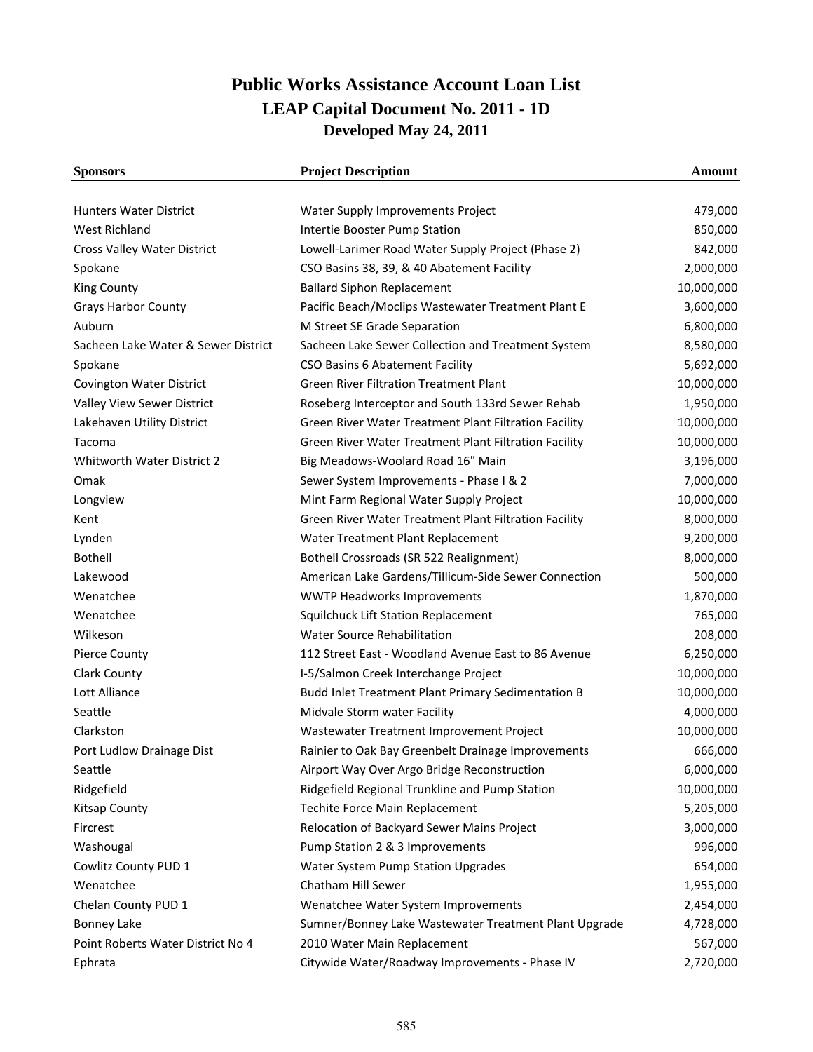# Public Works Assistance Account Loan List

## LEAP Capital Document No. 2011 - 1D

### Developed May 24, 2011

| Sponsors | Project Description | Amount |
|---|---|---|
| Hunters Water District | Water Supply Improvements Project | 479,000 |
| West Richland | Intertie Booster Pump Station | 850,000 |
| Cross Valley Water District | Lowell-Larimer Road Water Supply Project (Phase 2) | 842,000 |
| Spokane | CSO Basins 38, 39, & 40 Abatement Facility | 2,000,000 |
| King County | Ballard Siphon Replacement | 10,000,000 |
| Grays Harbor County | Pacific Beach/Moclips Wastewater Treatment Plant E | 3,600,000 |
| Auburn | M Street SE Grade Separation | 6,800,000 |
| Sacheen Lake Water & Sewer District | Sacheen Lake Sewer Collection and Treatment System | 8,580,000 |
| Spokane | CSO Basins 6 Abatement Facility | 5,692,000 |
| Covington Water District | Green River Filtration Treatment Plant | 10,000,000 |
| Valley View Sewer District | Roseberg Interceptor and South 133rd Sewer Rehab | 1,950,000 |
| Lakehaven Utility District | Green River Water Treatment Plant Filtration Facility | 10,000,000 |
| Tacoma | Green River Water Treatment Plant Filtration Facility | 10,000,000 |
| Whitworth Water District 2 | Big Meadows-Woolard Road 16" Main | 3,196,000 |
| Omak | Sewer System Improvements - Phase I & 2 | 7,000,000 |
| Longview | Mint Farm Regional Water Supply Project | 10,000,000 |
| Kent | Green River Water Treatment Plant Filtration Facility | 8,000,000 |
| Lynden | Water Treatment Plant Replacement | 9,200,000 |
| Bothell | Bothell Crossroads (SR 522 Realignment) | 8,000,000 |
| Lakewood | American Lake Gardens/Tillicum-Side Sewer Connection | 500,000 |
| Wenatchee | WWTP Headworks Improvements | 1,870,000 |
| Wenatchee | Squilchuck Lift Station Replacement | 765,000 |
| Wilkeson | Water Source Rehabilitation | 208,000 |
| Pierce County | 112 Street East - Woodland Avenue East to 86 Avenue | 6,250,000 |
| Clark County | I-5/Salmon Creek Interchange Project | 10,000,000 |
| Lott Alliance | Budd Inlet Treatment Plant Primary Sedimentation B | 10,000,000 |
| Seattle | Midvale Storm water Facility | 4,000,000 |
| Clarkston | Wastewater Treatment Improvement Project | 10,000,000 |
| Port Ludlow Drainage Dist | Rainier to Oak Bay Greenbelt Drainage Improvements | 666,000 |
| Seattle | Airport Way Over Argo Bridge Reconstruction | 6,000,000 |
| Ridgefield | Ridgefield Regional Trunkline and Pump Station | 10,000,000 |
| Kitsap County | Techite Force Main Replacement | 5,205,000 |
| Fircrest | Relocation of Backyard Sewer Mains Project | 3,000,000 |
| Washougal | Pump Station 2 & 3 Improvements | 996,000 |
| Cowlitz County PUD 1 | Water System Pump Station Upgrades | 654,000 |
| Wenatchee | Chatham Hill Sewer | 1,955,000 |
| Chelan County PUD 1 | Wenatchee Water System Improvements | 2,454,000 |
| Bonney Lake | Sumner/Bonney Lake Wastewater Treatment Plant Upgrade | 4,728,000 |
| Point Roberts Water District No 4 | 2010 Water Main Replacement | 567,000 |
| Ephrata | Citywide Water/Roadway Improvements - Phase IV | 2,720,000 |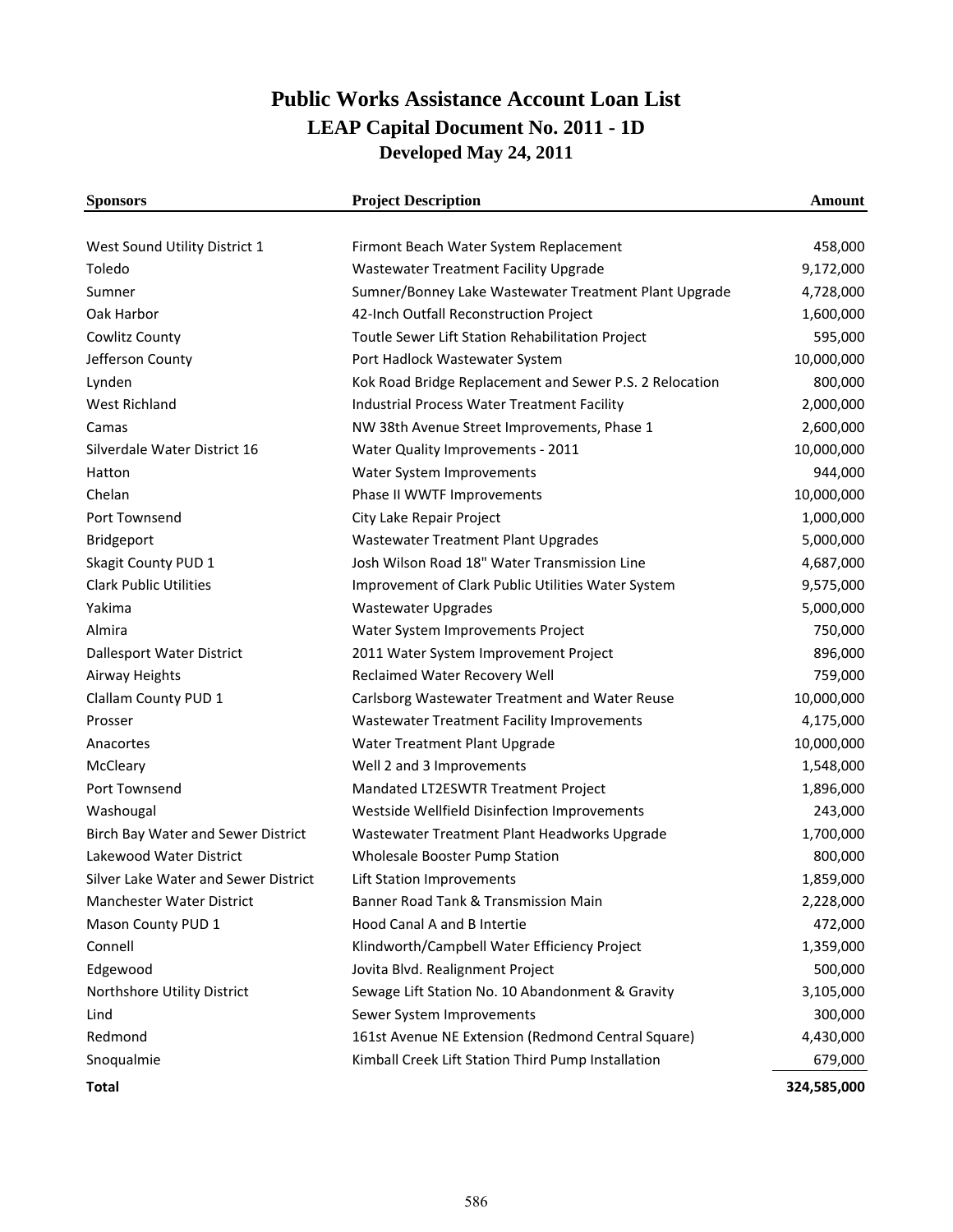# Public Works Assistance Account Loan List

## LEAP Capital Document No. 2011 - 1D

## Developed May 24, 2011

| Sponsors | Project Description | Amount |
|---|---|---|
| West Sound Utility District 1 | Firmont Beach Water System Replacement | 458,000 |
| Toledo | Wastewater Treatment Facility Upgrade | 9,172,000 |
| Sumner | Sumner/Bonney Lake Wastewater Treatment Plant Upgrade | 4,728,000 |
| Oak Harbor | 42-Inch Outfall Reconstruction Project | 1,600,000 |
| Cowlitz County | Toutle Sewer Lift Station Rehabilitation Project | 595,000 |
| Jefferson County | Port Hadlock Wastewater System | 10,000,000 |
| Lynden | Kok Road Bridge Replacement and Sewer P.S. 2 Relocation | 800,000 |
| West Richland | Industrial Process Water Treatment Facility | 2,000,000 |
| Camas | NW 38th Avenue Street Improvements, Phase 1 | 2,600,000 |
| Silverdale Water District 16 | Water Quality Improvements - 2011 | 10,000,000 |
| Hatton | Water System Improvements | 944,000 |
| Chelan | Phase II WWTF Improvements | 10,000,000 |
| Port Townsend | City Lake Repair Project | 1,000,000 |
| Bridgeport | Wastewater Treatment Plant Upgrades | 5,000,000 |
| Skagit County PUD 1 | Josh Wilson Road 18" Water Transmission Line | 4,687,000 |
| Clark Public Utilities | Improvement of Clark Public Utilities Water System | 9,575,000 |
| Yakima | Wastewater Upgrades | 5,000,000 |
| Almira | Water System Improvements Project | 750,000 |
| Dallesport Water District | 2011 Water System Improvement Project | 896,000 |
| Airway Heights | Reclaimed Water Recovery Well | 759,000 |
| Clallam County PUD 1 | Carlsborg Wastewater Treatment and Water Reuse | 10,000,000 |
| Prosser | Wastewater Treatment Facility Improvements | 4,175,000 |
| Anacortes | Water Treatment Plant Upgrade | 10,000,000 |
| McCleary | Well 2 and 3 Improvements | 1,548,000 |
| Port Townsend | Mandated LT2ESWTR Treatment Project | 1,896,000 |
| Washougal | Westside Wellfield Disinfection Improvements | 243,000 |
| Birch Bay Water and Sewer District | Wastewater Treatment Plant Headworks Upgrade | 1,700,000 |
| Lakewood Water District | Wholesale Booster Pump Station | 800,000 |
| Silver Lake Water and Sewer District | Lift Station Improvements | 1,859,000 |
| Manchester Water District | Banner Road Tank & Transmission Main | 2,228,000 |
| Mason County PUD 1 | Hood Canal A and B Intertie | 472,000 |
| Connell | Klindworth/Campbell Water Efficiency Project | 1,359,000 |
| Edgewood | Jovita Blvd. Realignment Project | 500,000 |
| Northshore Utility District | Sewage Lift Station No. 10 Abandonment & Gravity | 3,105,000 |
| Lind | Sewer System Improvements | 300,000 |
| Redmond | 161st Avenue NE Extension (Redmond Central Square) | 4,430,000 |
| Snoqualmie | Kimball Creek Lift Station Third Pump Installation | 679,000 |
| **Total** | | **324,585,000** |